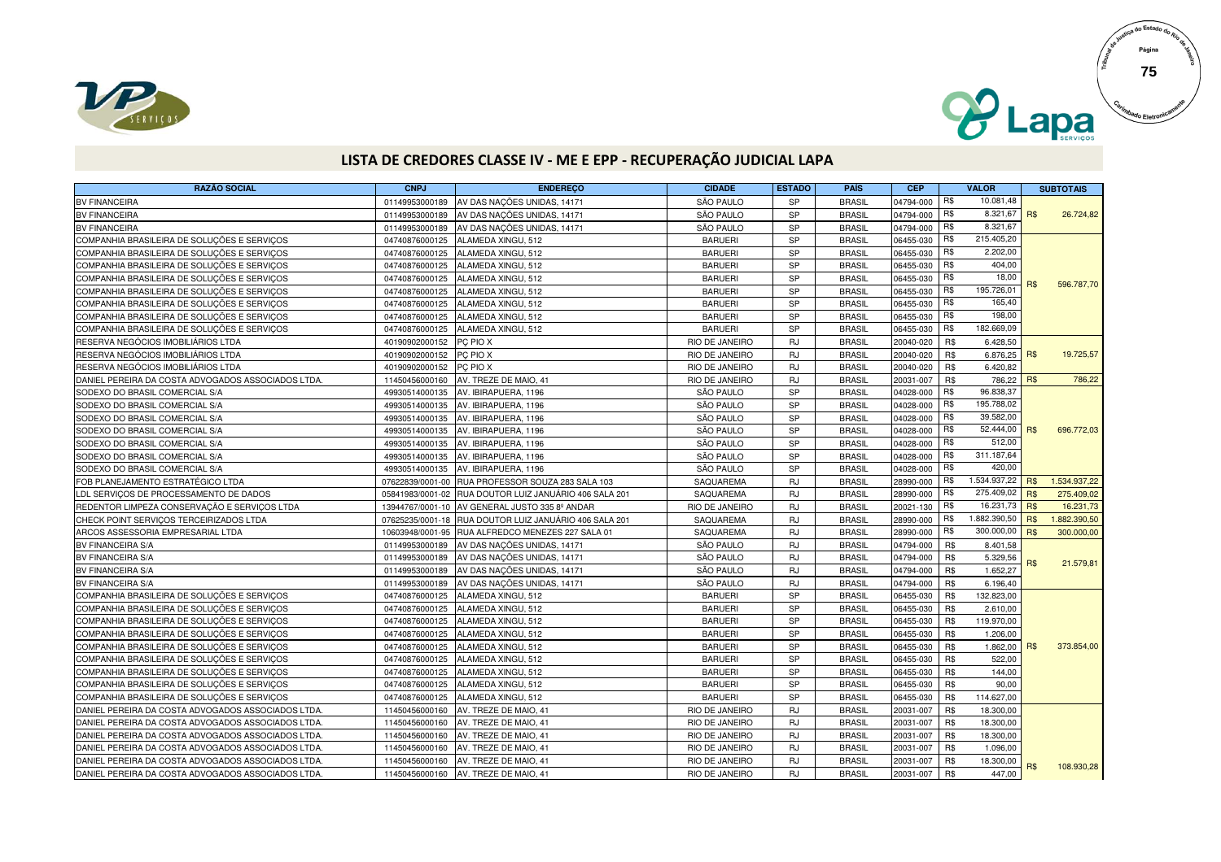# LISTA DE CREDORES CLASSE IV - ME E EPP - RECUPERAÇÃO JUDICIAL LAPA

| RAZÃO SOCIAL | CNPJ | ENDEREÇO | CIDADE | ESTADO | PAÍS | CEP | VALOR | SUBTOTAIS |
|---|---|---|---|---|---|---|---|---|
| BV FINANCEIRA | 01149953000189 | AV DAS NAÇÕES UNIDAS, 14171 | SÃO PAULO | SP | BRASIL | 04794-000 | R$ 10.081,48 | |
| BV FINANCEIRA | 01149953000189 | AV DAS NAÇÕES UNIDAS, 14171 | SÃO PAULO | SP | BRASIL | 04794-000 | R$ 8.321,67 | R$ 26.724,82 |
| BV FINANCEIRA | 01149953000189 | AV DAS NAÇÕES UNIDAS, 14171 | SÃO PAULO | SP | BRASIL | 04794-000 | R$ 8.321,67 | |
| COMPANHIA BRASILEIRA DE SOLUÇÕES E SERVIÇOS | 04740876000125 | ALAMEDA XINGU, 512 | BARUERI | SP | BRASIL | 06455-030 | R$ 215.405,20 | |
| COMPANHIA BRASILEIRA DE SOLUÇÕES E SERVIÇOS | 04740876000125 | ALAMEDA XINGU, 512 | BARUERI | SP | BRASIL | 06455-030 | R$ 2.202,00 | |
| COMPANHIA BRASILEIRA DE SOLUÇÕES E SERVIÇOS | 04740876000125 | ALAMEDA XINGU, 512 | BARUERI | SP | BRASIL | 06455-030 | R$ 404,00 | |
| COMPANHIA BRASILEIRA DE SOLUÇÕES E SERVIÇOS | 04740876000125 | ALAMEDA XINGU, 512 | BARUERI | SP | BRASIL | 06455-030 | R$ 18,00 | R$ 596.787,70 |
| COMPANHIA BRASILEIRA DE SOLUÇÕES E SERVIÇOS | 04740876000125 | ALAMEDA XINGU, 512 | BARUERI | SP | BRASIL | 06455-030 | R$ 195.726,01 | |
| COMPANHIA BRASILEIRA DE SOLUÇÕES E SERVIÇOS | 04740876000125 | ALAMEDA XINGU, 512 | BARUERI | SP | BRASIL | 06455-030 | R$ 165,40 | |
| COMPANHIA BRASILEIRA DE SOLUÇÕES E SERVIÇOS | 04740876000125 | ALAMEDA XINGU, 512 | BARUERI | SP | BRASIL | 06455-030 | R$ 198,00 | |
| COMPANHIA BRASILEIRA DE SOLUÇÕES E SERVIÇOS | 04740876000125 | ALAMEDA XINGU, 512 | BARUERI | SP | BRASIL | 06455-030 | R$ 182.669,09 | |
| RESERVA NEGÓCIOS IMOBILIÁRIOS LTDA | 40190902000152 | PÇ PIO X | RIO DE JANEIRO | RJ | BRASIL | 20040-020 | R$ 6.428,50 | |
| RESERVA NEGÓCIOS IMOBILIÁRIOS LTDA | 40190902000152 | PÇ PIO X | RIO DE JANEIRO | RJ | BRASIL | 20040-020 | R$ 6.876,25 | R$ 19.725,57 |
| RESERVA NEGÓCIOS IMOBILIÁRIOS LTDA | 40190902000152 | PÇ PIO X | RIO DE JANEIRO | RJ | BRASIL | 20040-020 | R$ 6.420,82 | |
| DANIEL PEREIRA DA COSTA ADVOGADOS ASSOCIADOS LTDA. | 11450456000160 | AV. TREZE DE MAIO, 41 | RIO DE JANEIRO | RJ | BRASIL | 20031-007 | R$ 786,22 | R$ 786,22 |
| SODEXO DO BRASIL COMERCIAL S/A | 49930514000135 | AV. IBIRAPUERA, 1196 | SÃO PAULO | SP | BRASIL | 04028-000 | R$ 96.838,37 | |
| SODEXO DO BRASIL COMERCIAL S/A | 49930514000135 | AV. IBIRAPUERA, 1196 | SÃO PAULO | SP | BRASIL | 04028-000 | R$ 195.788,02 | |
| SODEXO DO BRASIL COMERCIAL S/A | 49930514000135 | AV. IBIRAPUERA, 1196 | SÃO PAULO | SP | BRASIL | 04028-000 | R$ 39.582,00 | |
| SODEXO DO BRASIL COMERCIAL S/A | 49930514000135 | AV. IBIRAPUERA, 1196 | SÃO PAULO | SP | BRASIL | 04028-000 | R$ 52.444,00 | R$ 696.772,03 |
| SODEXO DO BRASIL COMERCIAL S/A | 49930514000135 | AV. IBIRAPUERA, 1196 | SÃO PAULO | SP | BRASIL | 04028-000 | R$ 512,00 | |
| SODEXO DO BRASIL COMERCIAL S/A | 49930514000135 | AV. IBIRAPUERA, 1196 | SÃO PAULO | SP | BRASIL | 04028-000 | R$ 311.187,64 | |
| SODEXO DO BRASIL COMERCIAL S/A | 49930514000135 | AV. IBIRAPUERA, 1196 | SÃO PAULO | SP | BRASIL | 04028-000 | R$ 420,00 | |
| FOB PLANEJAMENTO ESTRATÉGICO LTDA | 07622839/0001-00 | RUA PROFESSOR SOUZA 283 SALA 103 | SAQUAREMA | RJ | BRASIL | 28990-000 | R$ 1.534.937,22 | R$ 1.534.937,22 |
| LDL SERVIÇOS DE PROCESSAMENTO DE DADOS | 05841983/0001-02 | RUA DOUTOR LUIZ JANUÁRIO 406 SALA 201 | SAQUAREMA | RJ | BRASIL | 28990-000 | R$ 275.409,02 | R$ 275.409,02 |
| REDENTOR LIMPEZA CONSERVAÇÃO E SERVIÇOS LTDA | 13944767/0001-10 | AV GENERAL JUSTO 335 8º ANDAR | RIO DE JANEIRO | RJ | BRASIL | 20021-130 | R$ 16.231,73 | R$ 16.231,73 |
| CHECK POINT SERVIÇOS TERCEIRIZADOS LTDA | 07625235/0001-18 | RUA DOUTOR LUIZ JANUÁRIO 406 SALA 201 | SAQUAREMA | RJ | BRASIL | 28990-000 | R$ 1.882.390,50 | R$ 1.882.390,50 |
| ARCOS ASSESSORIA EMPRESARIAL LTDA | 10603948/0001-95 | RUA ALFREDCO MENEZES 227 SALA 01 | SAQUAREMA | RJ | BRASIL | 28990-000 | R$ 300.000,00 | R$ 300.000,00 |
| BV FINANCEIRA S/A | 01149953000189 | AV DAS NAÇÕES UNIDAS, 14171 | SÃO PAULO | RJ | BRASIL | 04794-000 | R$ 8.401,58 | |
| BV FINANCEIRA S/A | 01149953000189 | AV DAS NAÇÕES UNIDAS, 14171 | SÃO PAULO | RJ | BRASIL | 04794-000 | R$ 5.329,56 | R$ 21.579,81 |
| BV FINANCEIRA S/A | 01149953000189 | AV DAS NAÇÕES UNIDAS, 14171 | SÃO PAULO | RJ | BRASIL | 04794-000 | R$ 1.652,27 | |
| BV FINANCEIRA S/A | 01149953000189 | AV DAS NAÇÕES UNIDAS, 14171 | SÃO PAULO | RJ | BRASIL | 04794-000 | R$ 6.196,40 | |
| COMPANHIA BRASILEIRA DE SOLUÇÕES E SERVIÇOS | 04740876000125 | ALAMEDA XINGU, 512 | BARUERI | SP | BRASIL | 06455-030 | R$ 132.823,00 | |
| COMPANHIA BRASILEIRA DE SOLUÇÕES E SERVIÇOS | 04740876000125 | ALAMEDA XINGU, 512 | BARUERI | SP | BRASIL | 06455-030 | R$ 2.610,00 | |
| COMPANHIA BRASILEIRA DE SOLUÇÕES E SERVIÇOS | 04740876000125 | ALAMEDA XINGU, 512 | BARUERI | SP | BRASIL | 06455-030 | R$ 119.970,00 | |
| COMPANHIA BRASILEIRA DE SOLUÇÕES E SERVIÇOS | 04740876000125 | ALAMEDA XINGU, 512 | BARUERI | SP | BRASIL | 06455-030 | R$ 1.206,00 | |
| COMPANHIA BRASILEIRA DE SOLUÇÕES E SERVIÇOS | 04740876000125 | ALAMEDA XINGU, 512 | BARUERI | SP | BRASIL | 06455-030 | R$ 1.862,00 | R$ 373.854,00 |
| COMPANHIA BRASILEIRA DE SOLUÇÕES E SERVIÇOS | 04740876000125 | ALAMEDA XINGU, 512 | BARUERI | SP | BRASIL | 06455-030 | R$ 522,00 | |
| COMPANHIA BRASILEIRA DE SOLUÇÕES E SERVIÇOS | 04740876000125 | ALAMEDA XINGU, 512 | BARUERI | SP | BRASIL | 06455-030 | R$ 144,00 | |
| COMPANHIA BRASILEIRA DE SOLUÇÕES E SERVIÇOS | 04740876000125 | ALAMEDA XINGU, 512 | BARUERI | SP | BRASIL | 06455-030 | R$ 90,00 | |
| COMPANHIA BRASILEIRA DE SOLUÇÕES E SERVIÇOS | 04740876000125 | ALAMEDA XINGU, 512 | BARUERI | SP | BRASIL | 06455-030 | R$ 114.627,00 | |
| DANIEL PEREIRA DA COSTA ADVOGADOS ASSOCIADOS LTDA. | 11450456000160 | AV. TREZE DE MAIO, 41 | RIO DE JANEIRO | RJ | BRASIL | 20031-007 | R$ 18.300,00 | |
| DANIEL PEREIRA DA COSTA ADVOGADOS ASSOCIADOS LTDA. | 11450456000160 | AV. TREZE DE MAIO, 41 | RIO DE JANEIRO | RJ | BRASIL | 20031-007 | R$ 18.300,00 | |
| DANIEL PEREIRA DA COSTA ADVOGADOS ASSOCIADOS LTDA. | 11450456000160 | AV. TREZE DE MAIO, 41 | RIO DE JANEIRO | RJ | BRASIL | 20031-007 | R$ 18.300,00 | |
| DANIEL PEREIRA DA COSTA ADVOGADOS ASSOCIADOS LTDA. | 11450456000160 | AV. TREZE DE MAIO, 41 | RIO DE JANEIRO | RJ | BRASIL | 20031-007 | R$ 1.096,00 | |
| DANIEL PEREIRA DA COSTA ADVOGADOS ASSOCIADOS LTDA. | 11450456000160 | AV. TREZE DE MAIO, 41 | RIO DE JANEIRO | RJ | BRASIL | 20031-007 | R$ 18.300,00 | R$ 108.930,28 |
| DANIEL PEREIRA DA COSTA ADVOGADOS ASSOCIADOS LTDA. | 11450456000160 | AV. TREZE DE MAIO, 41 | RIO DE JANEIRO | RJ | BRASIL | 20031-007 | R$ 447,00 | |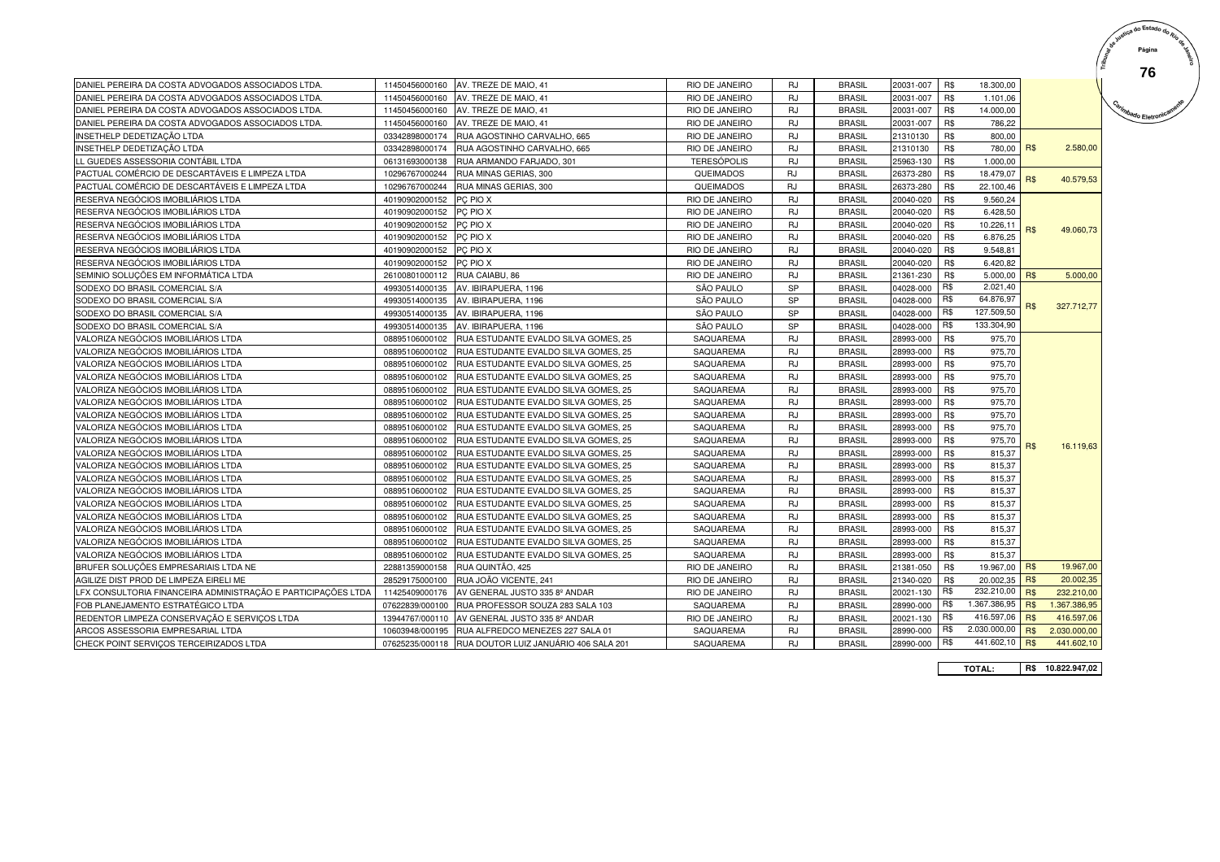| | | | | | | | | |
|---|---|---|---|---|---|---|---|---|
| DANIEL PEREIRA DA COSTA ADVOGADOS ASSOCIADOS LTDA. | 11450456000160 | AV. TREZE DE MAIO, 41 | RIO DE JANEIRO | RJ | BRASIL | 20031-007 | R$ 18.300,00 | |
| DANIEL PEREIRA DA COSTA ADVOGADOS ASSOCIADOS LTDA. | 11450456000160 | AV. TREZE DE MAIO, 41 | RIO DE JANEIRO | RJ | BRASIL | 20031-007 | R$ 1.101,06 | |
| DANIEL PEREIRA DA COSTA ADVOGADOS ASSOCIADOS LTDA. | 11450456000160 | AV. TREZE DE MAIO, 41 | RIO DE JANEIRO | RJ | BRASIL | 20031-007 | R$ 14.000,00 | |
| DANIEL PEREIRA DA COSTA ADVOGADOS ASSOCIADOS LTDA. | 11450456000160 | AV. TREZE DE MAIO, 41 | RIO DE JANEIRO | RJ | BRASIL | 20031-007 | R$ 786,22 | |
| INSETHELP DEDETIZAÇÃO LTDA | 03342898000174 | RUA AGOSTINHO CARVALHO, 665 | RIO DE JANEIRO | RJ | BRASIL | 21310130 | R$ 800,00 | |
| INSETHELP DEDETIZAÇÃO LTDA | 03342898000174 | RUA AGOSTINHO CARVALHO, 665 | RIO DE JANEIRO | RJ | BRASIL | 21310130 | R$ 780,00 | R$ 2.580,00 |
| LL GUEDES ASSESSORIA CONTÁBIL LTDA | 06131693000138 | RUA ARMANDO FARJADO, 301 | TERESÓPOLIS | RJ | BRASIL | 25963-130 | R$ 1.000,00 | |
| PACTUAL COMÉRCIO DE DESCARTÁVEIS E LIMPEZA LTDA | 10296767000244 | RUA MINAS GERIAS, 300 | QUEIMADOS | RJ | BRASIL | 26373-280 | R$ 18.479,07 | R$ 40.579,53 |
| PACTUAL COMÉRCIO DE DESCARTÁVEIS E LIMPEZA LTDA | 10296767000244 | RUA MINAS GERIAS, 300 | QUEIMADOS | RJ | BRASIL | 26373-280 | R$ 22.100,46 | |
| RESERVA NEGÓCIOS IMOBILIÁRIOS LTDA | 40190902000152 | PÇ PIO X | RIO DE JANEIRO | RJ | BRASIL | 20040-020 | R$ 9.560,24 | |
| RESERVA NEGÓCIOS IMOBILIÁRIOS LTDA | 40190902000152 | PÇ PIO X | RIO DE JANEIRO | RJ | BRASIL | 20040-020 | R$ 6.428,50 | |
| RESERVA NEGÓCIOS IMOBILIÁRIOS LTDA | 40190902000152 | PÇ PIO X | RIO DE JANEIRO | RJ | BRASIL | 20040-020 | R$ 10.226,11 | R$ 49.060,73 |
| RESERVA NEGÓCIOS IMOBILIÁRIOS LTDA | 40190902000152 | PÇ PIO X | RIO DE JANEIRO | RJ | BRASIL | 20040-020 | R$ 6.876,25 | |
| RESERVA NEGÓCIOS IMOBILIÁRIOS LTDA | 40190902000152 | PÇ PIO X | RIO DE JANEIRO | RJ | BRASIL | 20040-020 | R$ 9.548,81 | |
| RESERVA NEGÓCIOS IMOBILIÁRIOS LTDA | 40190902000152 | PÇ PIO X | RIO DE JANEIRO | RJ | BRASIL | 20040-020 | R$ 6.420,82 | |
| SEMINIO SOLUÇÕES EM INFORMÁTICA LTDA | 26100801000112 | RUA CAIABU, 86 | RIO DE JANEIRO | RJ | BRASIL | 21361-230 | R$ 5.000,00 | R$ 5.000,00 |
| SODEXO DO BRASIL COMERCIAL S/A | 49930514000135 | AV. IBIRAPUERA, 1196 | SÃO PAULO | SP | BRASIL | 04028-000 | R$ 2.021,40 | |
| SODEXO DO BRASIL COMERCIAL S/A | 49930514000135 | AV. IBIRAPUERA, 1196 | SÃO PAULO | SP | BRASIL | 04028-000 | R$ 64.876,97 | R$ 327.712,77 |
| SODEXO DO BRASIL COMERCIAL S/A | 49930514000135 | AV. IBIRAPUERA, 1196 | SÃO PAULO | SP | BRASIL | 04028-000 | R$ 127.509,50 | |
| SODEXO DO BRASIL COMERCIAL S/A | 49930514000135 | AV. IBIRAPUERA, 1196 | SÃO PAULO | SP | BRASIL | 04028-000 | R$ 133.304,90 | |
| VALORIZA NEGÓCIOS IMOBILIÁRIOS LTDA | 08895106000102 | RUA ESTUDANTE EVALDO SILVA GOMES, 25 | SAQUAREMA | RJ | BRASIL | 28993-000 | R$ 975,70 | |
| VALORIZA NEGÓCIOS IMOBILIÁRIOS LTDA | 08895106000102 | RUA ESTUDANTE EVALDO SILVA GOMES, 25 | SAQUAREMA | RJ | BRASIL | 28993-000 | R$ 975,70 | |
| VALORIZA NEGÓCIOS IMOBILIÁRIOS LTDA | 08895106000102 | RUA ESTUDANTE EVALDO SILVA GOMES, 25 | SAQUAREMA | RJ | BRASIL | 28993-000 | R$ 975,70 | |
| VALORIZA NEGÓCIOS IMOBILIÁRIOS LTDA | 08895106000102 | RUA ESTUDANTE EVALDO SILVA GOMES, 25 | SAQUAREMA | RJ | BRASIL | 28993-000 | R$ 975,70 | |
| VALORIZA NEGÓCIOS IMOBILIÁRIOS LTDA | 08895106000102 | RUA ESTUDANTE EVALDO SILVA GOMES, 25 | SAQUAREMA | RJ | BRASIL | 28993-000 | R$ 975,70 | |
| VALORIZA NEGÓCIOS IMOBILIÁRIOS LTDA | 08895106000102 | RUA ESTUDANTE EVALDO SILVA GOMES, 25 | SAQUAREMA | RJ | BRASIL | 28993-000 | R$ 975,70 | |
| VALORIZA NEGÓCIOS IMOBILIÁRIOS LTDA | 08895106000102 | RUA ESTUDANTE EVALDO SILVA GOMES, 25 | SAQUAREMA | RJ | BRASIL | 28993-000 | R$ 975,70 | |
| VALORIZA NEGÓCIOS IMOBILIÁRIOS LTDA | 08895106000102 | RUA ESTUDANTE EVALDO SILVA GOMES, 25 | SAQUAREMA | RJ | BRASIL | 28993-000 | R$ 975,70 | |
| VALORIZA NEGÓCIOS IMOBILIÁRIOS LTDA | 08895106000102 | RUA ESTUDANTE EVALDO SILVA GOMES, 25 | SAQUAREMA | RJ | BRASIL | 28993-000 | R$ 975,70 | R$ 16.119,63 |
| VALORIZA NEGÓCIOS IMOBILIÁRIOS LTDA | 08895106000102 | RUA ESTUDANTE EVALDO SILVA GOMES, 25 | SAQUAREMA | RJ | BRASIL | 28993-000 | R$ 815,37 | |
| VALORIZA NEGÓCIOS IMOBILIÁRIOS LTDA | 08895106000102 | RUA ESTUDANTE EVALDO SILVA GOMES, 25 | SAQUAREMA | RJ | BRASIL | 28993-000 | R$ 815,37 | |
| VALORIZA NEGÓCIOS IMOBILIÁRIOS LTDA | 08895106000102 | RUA ESTUDANTE EVALDO SILVA GOMES, 25 | SAQUAREMA | RJ | BRASIL | 28993-000 | R$ 815,37 | |
| VALORIZA NEGÓCIOS IMOBILIÁRIOS LTDA | 08895106000102 | RUA ESTUDANTE EVALDO SILVA GOMES, 25 | SAQUAREMA | RJ | BRASIL | 28993-000 | R$ 815,37 | |
| VALORIZA NEGÓCIOS IMOBILIÁRIOS LTDA | 08895106000102 | RUA ESTUDANTE EVALDO SILVA GOMES, 25 | SAQUAREMA | RJ | BRASIL | 28993-000 | R$ 815,37 | |
| VALORIZA NEGÓCIOS IMOBILIÁRIOS LTDA | 08895106000102 | RUA ESTUDANTE EVALDO SILVA GOMES, 25 | SAQUAREMA | RJ | BRASIL | 28993-000 | R$ 815,37 | |
| VALORIZA NEGÓCIOS IMOBILIÁRIOS LTDA | 08895106000102 | RUA ESTUDANTE EVALDO SILVA GOMES, 25 | SAQUAREMA | RJ | BRASIL | 28993-000 | R$ 815,37 | |
| VALORIZA NEGÓCIOS IMOBILIÁRIOS LTDA | 08895106000102 | RUA ESTUDANTE EVALDO SILVA GOMES, 25 | SAQUAREMA | RJ | BRASIL | 28993-000 | R$ 815,37 | |
| VALORIZA NEGÓCIOS IMOBILIÁRIOS LTDA | 08895106000102 | RUA ESTUDANTE EVALDO SILVA GOMES, 25 | SAQUAREMA | RJ | BRASIL | 28993-000 | R$ 815,37 | |
| BRUFER SOLUÇÕES EMPRESARIAIS LTDA NE | 22881359000158 | RUA QUINTÃO, 425 | RIO DE JANEIRO | RJ | BRASIL | 21381-050 | R$ 19.967,00 | R$ 19.967,00 |
| AGILIZE DIST PROD DE LIMPEZA EIRELI ME | 28529175000100 | RUA JOÃO VICENTE, 241 | RIO DE JANEIRO | RJ | BRASIL | 21340-020 | R$ 20.002,35 | R$ 20.002,35 |
| LFX CONSULTORIA FINANCEIRA ADMINISTRAÇÃO E PARTICIPAÇÕES LTDA | 11425409000176 | AV GENERAL JUSTO 335 8º ANDAR | RIO DE JANEIRO | RJ | BRASIL | 20021-130 | R$ 232.210,00 | R$ 232.210,00 |
| FOB PLANEJAMENTO ESTRATÉGICO LTDA | 07622839/000100 | RUA PROFESSOR SOUZA 283 SALA 103 | SAQUAREMA | RJ | BRASIL | 28990-000 | R$ 1.367.386,95 | R$ 1.367.386,95 |
| REDENTOR LIMPEZA CONSERVAÇÃO E SERVIÇOS LTDA | 13944767/000110 | AV GENERAL JUSTO 335 8º ANDAR | RIO DE JANEIRO | RJ | BRASIL | 20021-130 | R$ 416.597,06 | R$ 416.597,06 |
| ARCOS ASSESSORIA EMPRESARIAL LTDA | 10603948/000195 | RUA ALFREDCO MENEZES 227 SALA 01 | SAQUAREMA | RJ | BRASIL | 28990-000 | R$ 2.030.000,00 | R$ 2.030.000,00 |
| CHECK POINT SERVIÇOS TERCEIRIZADOS LTDA | 07625235/000118 | RUA DOUTOR LUIZ JANUÁRIO 406 SALA 201 | SAQUAREMA | RJ | BRASIL | 28990-000 | R$ 441.602,10 | R$ 441.602,10 |

| | |
|---|---|
| **TOTAL:** | **R$ 10.822.947,02** |